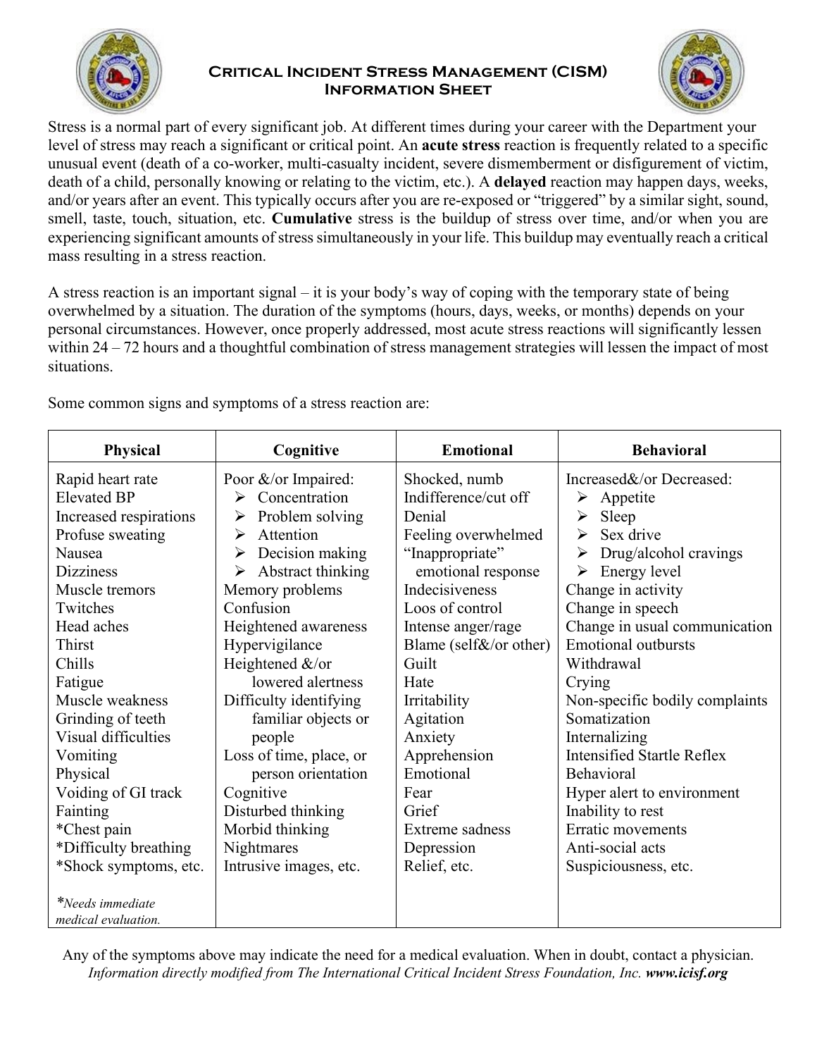# Critical Incident Stress Management (CISM) Information Sheet

Stress is a normal part of every significant job. At different times during your career with the Department your level of stress may reach a significant or critical point. An **acute stress** reaction is frequently related to a specific unusual event (death of a co-worker, multi-casualty incident, severe dismemberment or disfigurement of victim, death of a child, personally knowing or relating to the victim, etc.). A **delayed** reaction may happen days, weeks, and/or years after an event. This typically occurs after you are re-exposed or "triggered" by a similar sight, sound, smell, taste, touch, situation, etc. **Cumulative** stress is the buildup of stress over time, and/or when you are experiencing significant amounts of stress simultaneously in your life. This buildup may eventually reach a critical mass resulting in a stress reaction.

A stress reaction is an important signal – it is your body's way of coping with the temporary state of being overwhelmed by a situation. The duration of the symptoms (hours, days, weeks, or months) depends on your personal circumstances. However, once properly addressed, most acute stress reactions will significantly lessen within 24 – 72 hours and a thoughtful combination of stress management strategies will lessen the impact of most situations.

Some common signs and symptoms of a stress reaction are:

| Physical | Cognitive | Emotional | Behavioral |
|---|---|---|---|
| Rapid heart rate<br>Elevated BP<br>Increased respirations<br>Profuse sweating<br>Nausea<br>Dizziness<br>Muscle tremors<br>Twitches<br>Head aches<br>Thirst<br>Chills<br>Fatigue<br>Muscle weakness<br>Grinding of teeth<br>Visual difficulties<br>Vomiting<br>Physical<br>Voiding of GI track<br>Fainting<br>*Chest pain<br>*Difficulty breathing<br>*Shock symptoms, etc.<br><br>*Needs immediate medical evaluation.* | Poor &/or Impaired:<br>➢ Concentration<br>➢ Problem solving<br>➢ Attention<br>➢ Decision making<br>➢ Abstract thinking<br>Memory problems<br>Confusion<br>Heightened awareness<br>Hypervigilance<br>Heightened &/or lowered alertness<br>Difficulty identifying familiar objects or people<br>Loss of time, place, or person orientation<br>Cognitive<br>Disturbed thinking<br>Morbid thinking<br>Nightmares<br>Intrusive images, etc. | Shocked, numb<br>Indifference/cut off<br>Denial<br>Feeling overwhelmed<br>"Inappropriate" emotional response<br>Indecisiveness<br>Loos of control<br>Intense anger/rage<br>Blame (self&/or other)<br>Guilt<br>Hate<br>Irritability<br>Agitation<br>Anxiety<br>Apprehension<br>Emotional<br>Fear<br>Grief<br>Extreme sadness<br>Depression<br>Relief, etc. | Increased&/or Decreased:<br>➢ Appetite<br>➢ Sleep<br>➢ Sex drive<br>➢ Drug/alcohol cravings<br>➢ Energy level<br>Change in activity<br>Change in speech<br>Change in usual communication<br>Emotional outbursts<br>Withdrawal<br>Crying<br>Non-specific bodily complaints<br>Somatization<br>Internalizing<br>Intensified Startle Reflex<br>Behavioral<br>Hyper alert to environment<br>Inability to rest<br>Erratic movements<br>Anti-social acts<br>Suspiciousness, etc. |

Any of the symptoms above may indicate the need for a medical evaluation. When in doubt, contact a physician.

*Information directly modified from The International Critical Incident Stress Foundation, Inc.* ***www.icisf.org***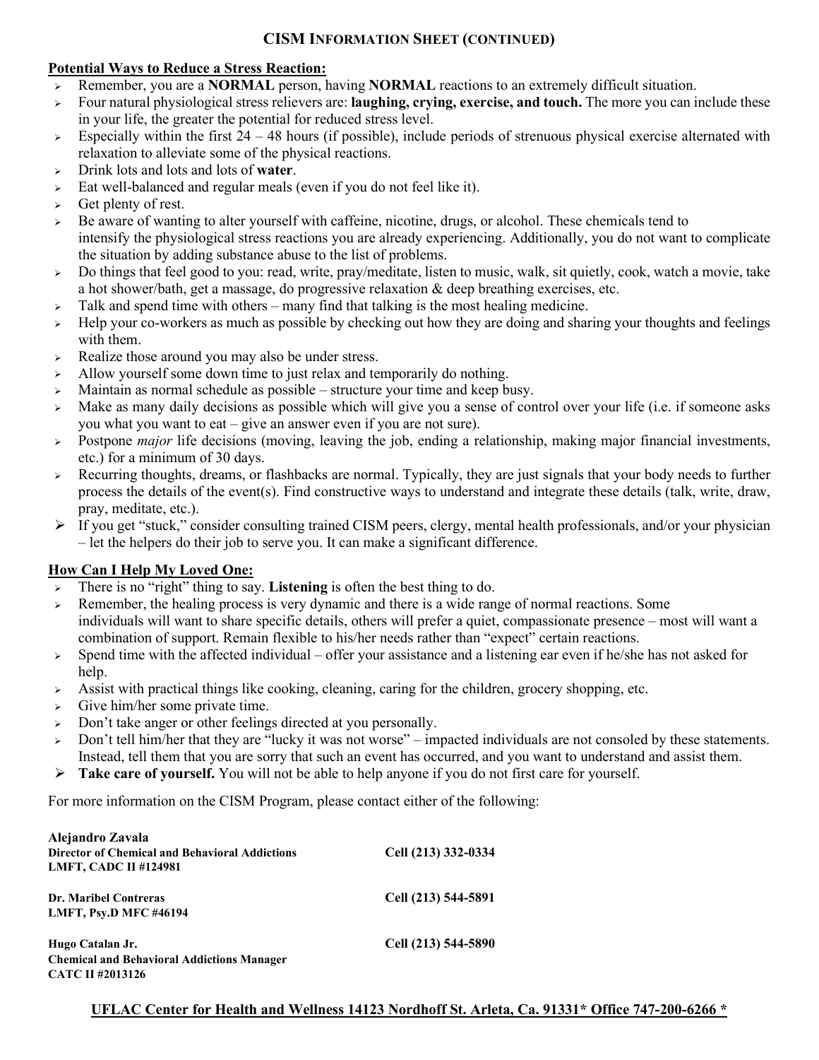## CISM INFORMATION SHEET (CONTINUED)

**Potential Ways to Reduce a Stress Reaction:**

- Remember, you are a **NORMAL** person, having **NORMAL** reactions to an extremely difficult situation.
- Four natural physiological stress relievers are: **laughing, crying, exercise, and touch.** The more you can include these in your life, the greater the potential for reduced stress level.
- Especially within the first 24 – 48 hours (if possible), include periods of strenuous physical exercise alternated with relaxation to alleviate some of the physical reactions.
- Drink lots and lots and lots of **water**.
- Eat well-balanced and regular meals (even if you do not feel like it).
- Get plenty of rest.
- Be aware of wanting to alter yourself with caffeine, nicotine, drugs, or alcohol. These chemicals tend to intensify the physiological stress reactions you are already experiencing. Additionally, you do not want to complicate the situation by adding substance abuse to the list of problems.
- Do things that feel good to you: read, write, pray/meditate, listen to music, walk, sit quietly, cook, watch a movie, take a hot shower/bath, get a massage, do progressive relaxation & deep breathing exercises, etc.
- Talk and spend time with others – many find that talking is the most healing medicine.
- Help your co-workers as much as possible by checking out how they are doing and sharing your thoughts and feelings with them.
- Realize those around you may also be under stress.
- Allow yourself some down time to just relax and temporarily do nothing.
- Maintain as normal schedule as possible – structure your time and keep busy.
- Make as many daily decisions as possible which will give you a sense of control over your life (i.e. if someone asks you what you want to eat – give an answer even if you are not sure).
- Postpone *major* life decisions (moving, leaving the job, ending a relationship, making major financial investments, etc.) for a minimum of 30 days.
- Recurring thoughts, dreams, or flashbacks are normal. Typically, they are just signals that your body needs to further process the details of the event(s). Find constructive ways to understand and integrate these details (talk, write, draw, pray, meditate, etc.).
- If you get "stuck," consider consulting trained CISM peers, clergy, mental health professionals, and/or your physician – let the helpers do their job to serve you. It can make a significant difference.

**How Can I Help My Loved One:**

- There is no "right" thing to say. **Listening** is often the best thing to do.
- Remember, the healing process is very dynamic and there is a wide range of normal reactions. Some individuals will want to share specific details, others will prefer a quiet, compassionate presence – most will want a combination of support. Remain flexible to his/her needs rather than "expect" certain reactions.
- Spend time with the affected individual – offer your assistance and a listening ear even if he/she has not asked for help.
- Assist with practical things like cooking, cleaning, caring for the children, grocery shopping, etc.
- Give him/her some private time.
- Don't take anger or other feelings directed at you personally.
- Don't tell him/her that they are "lucky it was not worse" – impacted individuals are not consoled by these statements. Instead, tell them that you are sorry that such an event has occurred, and you want to understand and assist them.
- **Take care of yourself.** You will not be able to help anyone if you do not first care for yourself.

For more information on the CISM Program, please contact either of the following:

**Alejandro Zavala**
**Director of Chemical and Behavioral Addictions** — **Cell (213) 332-0334**
**LMFT, CADC II #124981**

**Dr. Maribel Contreras** — **Cell (213) 544-5891**
**LMFT, Psy.D MFC #46194**

**Hugo Catalan Jr.** — **Cell (213) 544-5890**
**Chemical and Behavioral Addictions Manager**
**CATC II #2013126**

**UFLAC Center for Health and Wellness 14123 Nordhoff St. Arleta, Ca. 91331* Office 747-200-6266 ***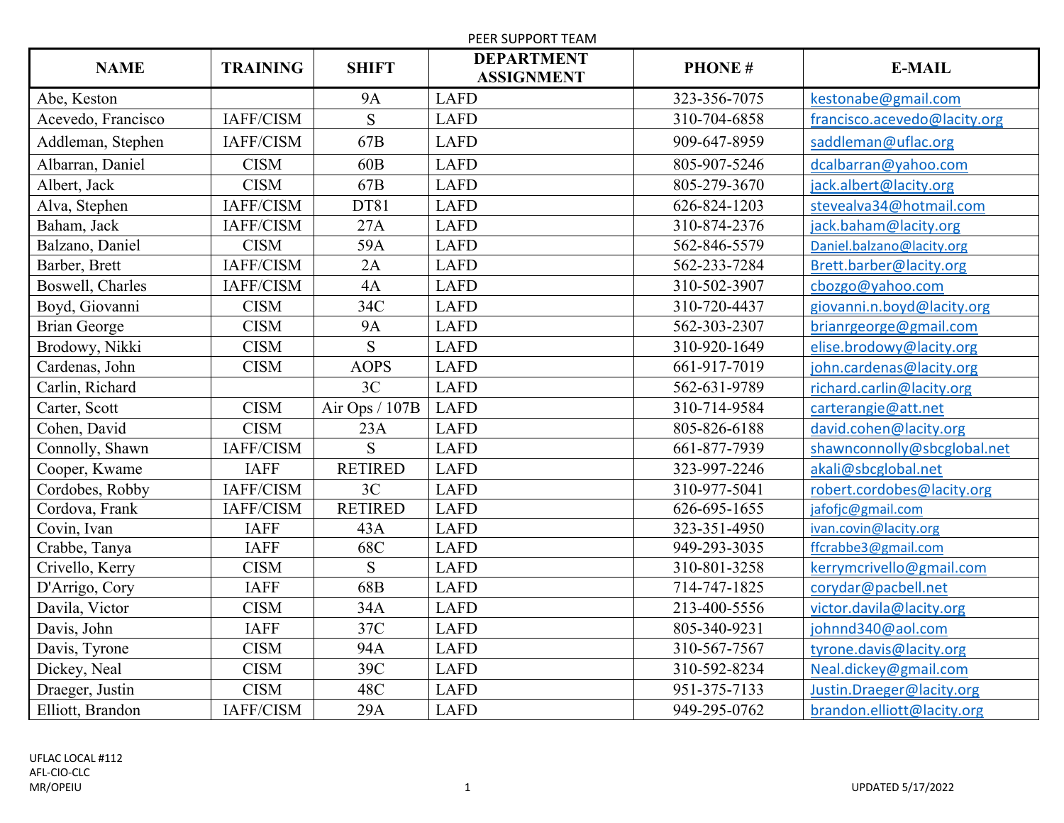PEER SUPPORT TEAM

| NAME | TRAINING | SHIFT | DEPARTMENT ASSIGNMENT | PHONE # | E-MAIL |
|---|---|---|---|---|---|
| Abe, Keston | | 9A | LAFD | 323-356-7075 | kestonabe@gmail.com |
| Acevedo, Francisco | IAFF/CISM | S | LAFD | 310-704-6858 | francisco.acevedo@lacity.org |
| Addleman, Stephen | IAFF/CISM | 67B | LAFD | 909-647-8959 | saddleman@uflac.org |
| Albarran, Daniel | CISM | 60B | LAFD | 805-907-5246 | dcalbarran@yahoo.com |
| Albert, Jack | CISM | 67B | LAFD | 805-279-3670 | jack.albert@lacity.org |
| Alva, Stephen | IAFF/CISM | DT81 | LAFD | 626-824-1203 | stevealva34@hotmail.com |
| Baham, Jack | IAFF/CISM | 27A | LAFD | 310-874-2376 | jack.baham@lacity.org |
| Balzano, Daniel | CISM | 59A | LAFD | 562-846-5579 | Daniel.balzano@lacity.org |
| Barber, Brett | IAFF/CISM | 2A | LAFD | 562-233-7284 | Brett.barber@lacity.org |
| Boswell, Charles | IAFF/CISM | 4A | LAFD | 310-502-3907 | cbozgo@yahoo.com |
| Boyd, Giovanni | CISM | 34C | LAFD | 310-720-4437 | giovanni.n.boyd@lacity.org |
| Brian George | CISM | 9A | LAFD | 562-303-2307 | brianrgeorge@gmail.com |
| Brodowy, Nikki | CISM | S | LAFD | 310-920-1649 | elise.brodowy@lacity.org |
| Cardenas, John | CISM | AOPS | LAFD | 661-917-7019 | john.cardenas@lacity.org |
| Carlin, Richard | | 3C | LAFD | 562-631-9789 | richard.carlin@lacity.org |
| Carter, Scott | CISM | Air Ops / 107B | LAFD | 310-714-9584 | carterangie@att.net |
| Cohen, David | CISM | 23A | LAFD | 805-826-6188 | david.cohen@lacity.org |
| Connolly, Shawn | IAFF/CISM | S | LAFD | 661-877-7939 | shawnconnolly@sbcglobal.net |
| Cooper, Kwame | IAFF | RETIRED | LAFD | 323-997-2246 | akali@sbcglobal.net |
| Cordobes, Robby | IAFF/CISM | 3C | LAFD | 310-977-5041 | robert.cordobes@lacity.org |
| Cordova, Frank | IAFF/CISM | RETIRED | LAFD | 626-695-1655 | jafofjc@gmail.com |
| Covin, Ivan | IAFF | 43A | LAFD | 323-351-4950 | ivan.covin@lacity.org |
| Crabbe, Tanya | IAFF | 68C | LAFD | 949-293-3035 | ffcrabbe3@gmail.com |
| Crivello, Kerry | CISM | S | LAFD | 310-801-3258 | kerrymcrivello@gmail.com |
| D'Arrigo, Cory | IAFF | 68B | LAFD | 714-747-1825 | corydar@pacbell.net |
| Davila, Victor | CISM | 34A | LAFD | 213-400-5556 | victor.davila@lacity.org |
| Davis, John | IAFF | 37C | LAFD | 805-340-9231 | johnnd340@aol.com |
| Davis, Tyrone | CISM | 94A | LAFD | 310-567-7567 | tyrone.davis@lacity.org |
| Dickey, Neal | CISM | 39C | LAFD | 310-592-8234 | Neal.dickey@gmail.com |
| Draeger, Justin | CISM | 48C | LAFD | 951-375-7133 | Justin.Draeger@lacity.org |
| Elliott, Brandon | IAFF/CISM | 29A | LAFD | 949-295-0762 | brandon.elliott@lacity.org |

UFLAC LOCAL #112
AFL-CIO-CLC
MR/OPEIU

UPDATED 5/17/2022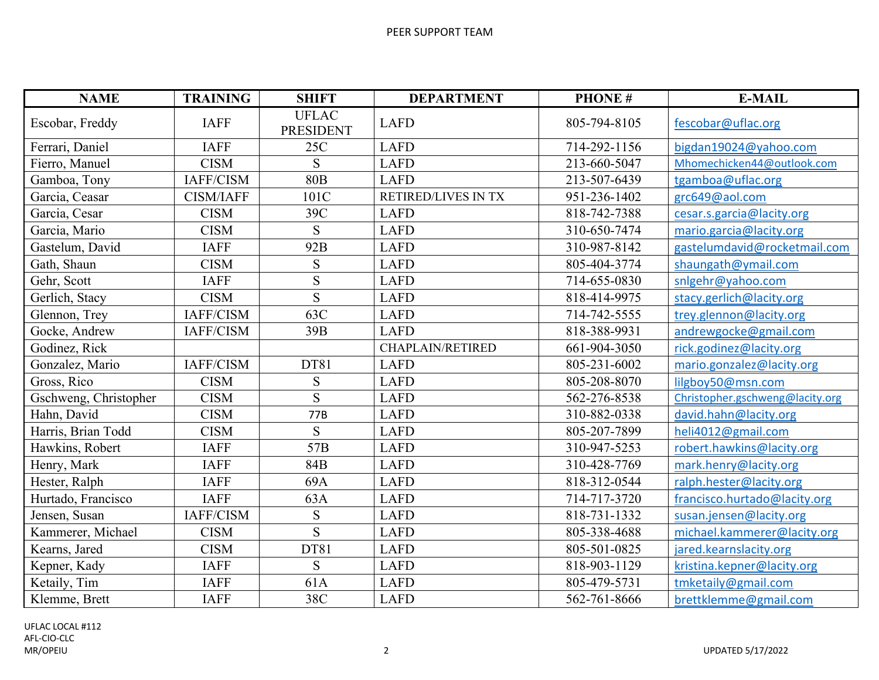PEER SUPPORT TEAM

| NAME | TRAINING | SHIFT | DEPARTMENT | PHONE # | E-MAIL |
| --- | --- | --- | --- | --- | --- |
| Escobar, Freddy | IAFF | UFLAC PRESIDENT | LAFD | 805-794-8105 | fescobar@uflac.org |
| Ferrari, Daniel | IAFF | 25C | LAFD | 714-292-1156 | bigdan19024@yahoo.com |
| Fierro, Manuel | CISM | S | LAFD | 213-660-5047 | Mhomechicken44@outlook.com |
| Gamboa, Tony | IAFF/CISM | 80B | LAFD | 213-507-6439 | tgamboa@uflac.org |
| Garcia, Ceasar | CISM/IAFF | 101C | RETIRED/LIVES IN TX | 951-236-1402 | grc649@aol.com |
| Garcia, Cesar | CISM | 39C | LAFD | 818-742-7388 | cesar.s.garcia@lacity.org |
| Garcia, Mario | CISM | S | LAFD | 310-650-7474 | mario.garcia@lacity.org |
| Gastelum, David | IAFF | 92B | LAFD | 310-987-8142 | gastelumdavid@rocketmail.com |
| Gath, Shaun | CISM | S | LAFD | 805-404-3774 | shaungath@ymail.com |
| Gehr, Scott | IAFF | S | LAFD | 714-655-0830 | snlgehr@yahoo.com |
| Gerlich, Stacy | CISM | S | LAFD | 818-414-9975 | stacy.gerlich@lacity.org |
| Glennon, Trey | IAFF/CISM | 63C | LAFD | 714-742-5555 | trey.glennon@lacity.org |
| Gocke, Andrew | IAFF/CISM | 39B | LAFD | 818-388-9931 | andrewgocke@gmail.com |
| Godinez, Rick | | | CHAPLAIN/RETIRED | 661-904-3050 | rick.godinez@lacity.org |
| Gonzalez, Mario | IAFF/CISM | DT81 | LAFD | 805-231-6002 | mario.gonzalez@lacity.org |
| Gross, Rico | CISM | S | LAFD | 805-208-8070 | lilgboy50@msn.com |
| Gschweng, Christopher | CISM | S | LAFD | 562-276-8538 | Christopher.gschweng@lacity.org |
| Hahn, David | CISM | 77B | LAFD | 310-882-0338 | david.hahn@lacity.org |
| Harris, Brian Todd | CISM | S | LAFD | 805-207-7899 | heli4012@gmail.com |
| Hawkins, Robert | IAFF | 57B | LAFD | 310-947-5253 | robert.hawkins@lacity.org |
| Henry, Mark | IAFF | 84B | LAFD | 310-428-7769 | mark.henry@lacity.org |
| Hester, Ralph | IAFF | 69A | LAFD | 818-312-0544 | ralph.hester@lacity.org |
| Hurtado, Francisco | IAFF | 63A | LAFD | 714-717-3720 | francisco.hurtado@lacity.org |
| Jensen, Susan | IAFF/CISM | S | LAFD | 818-731-1332 | susan.jensen@lacity.org |
| Kammerer, Michael | CISM | S | LAFD | 805-338-4688 | michael.kammerer@lacity.org |
| Kearns, Jared | CISM | DT81 | LAFD | 805-501-0825 | jared.kearnslacity.org |
| Kepner, Kady | IAFF | S | LAFD | 818-903-1129 | kristina.kepner@lacity.org |
| Ketaily, Tim | IAFF | 61A | LAFD | 805-479-5731 | tmketaily@gmail.com |
| Klemme, Brett | IAFF | 38C | LAFD | 562-761-8666 | brettklemme@gmail.com |

UFLAC LOCAL #112
AFL-CIO-CLC
MR/OPEIU

UPDATED 5/17/2022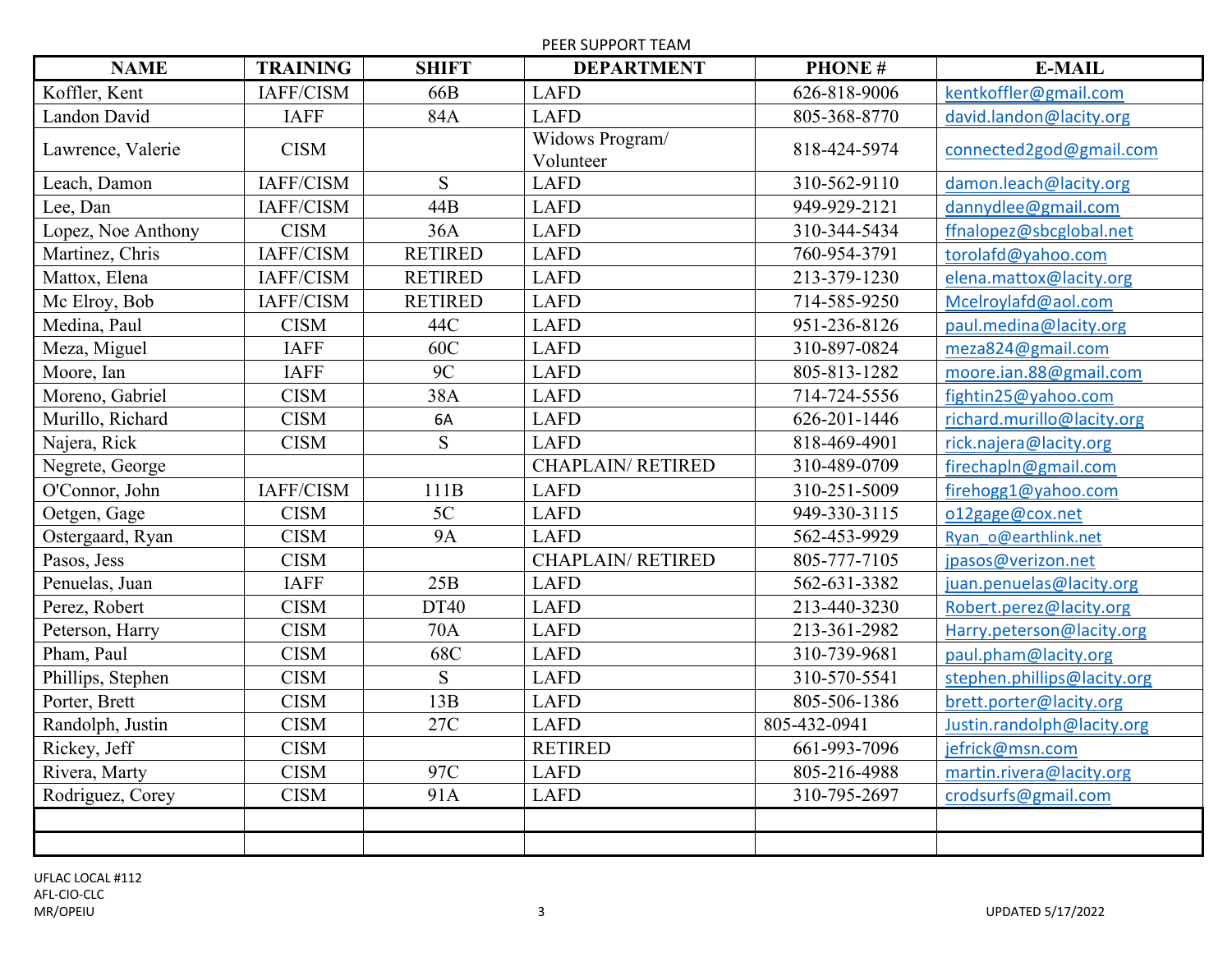PEER SUPPORT TEAM

| NAME | TRAINING | SHIFT | DEPARTMENT | PHONE # | E-MAIL |
|---|---|---|---|---|---|
| Koffler, Kent | IAFF/CISM | 66B | LAFD | 626-818-9006 | kentkoffler@gmail.com |
| Landon David | IAFF | 84A | LAFD | 805-368-8770 | david.landon@lacity.org |
| Lawrence, Valerie | CISM | | Widows Program/ Volunteer | 818-424-5974 | connected2god@gmail.com |
| Leach, Damon | IAFF/CISM | S | LAFD | 310-562-9110 | damon.leach@lacity.org |
| Lee, Dan | IAFF/CISM | 44B | LAFD | 949-929-2121 | dannydlee@gmail.com |
| Lopez, Noe Anthony | CISM | 36A | LAFD | 310-344-5434 | ffnalopez@sbcglobal.net |
| Martinez, Chris | IAFF/CISM | RETIRED | LAFD | 760-954-3791 | torolafd@yahoo.com |
| Mattox, Elena | IAFF/CISM | RETIRED | LAFD | 213-379-1230 | elena.mattox@lacity.org |
| Mc Elroy, Bob | IAFF/CISM | RETIRED | LAFD | 714-585-9250 | Mcelroylafd@aol.com |
| Medina, Paul | CISM | 44C | LAFD | 951-236-8126 | paul.medina@lacity.org |
| Meza, Miguel | IAFF | 60C | LAFD | 310-897-0824 | meza824@gmail.com |
| Moore, Ian | IAFF | 9C | LAFD | 805-813-1282 | moore.ian.88@gmail.com |
| Moreno, Gabriel | CISM | 38A | LAFD | 714-724-5556 | fightin25@yahoo.com |
| Murillo, Richard | CISM | 6A | LAFD | 626-201-1446 | richard.murillo@lacity.org |
| Najera, Rick | CISM | S | LAFD | 818-469-4901 | rick.najera@lacity.org |
| Negrete, George | | | CHAPLAIN/ RETIRED | 310-489-0709 | firechapln@gmail.com |
| O'Connor, John | IAFF/CISM | 111B | LAFD | 310-251-5009 | firehogg1@yahoo.com |
| Oetgen, Gage | CISM | 5C | LAFD | 949-330-3115 | o12gage@cox.net |
| Ostergaard, Ryan | CISM | 9A | LAFD | 562-453-9929 | Ryan_o@earthlink.net |
| Pasos, Jess | CISM | | CHAPLAIN/ RETIRED | 805-777-7105 | jpasos@verizon.net |
| Penuelas, Juan | IAFF | 25B | LAFD | 562-631-3382 | juan.penuelas@lacity.org |
| Perez, Robert | CISM | DT40 | LAFD | 213-440-3230 | Robert.perez@lacity.org |
| Peterson, Harry | CISM | 70A | LAFD | 213-361-2982 | Harry.peterson@lacity.org |
| Pham, Paul | CISM | 68C | LAFD | 310-739-9681 | paul.pham@lacity.org |
| Phillips, Stephen | CISM | S | LAFD | 310-570-5541 | stephen.phillips@lacity.org |
| Porter, Brett | CISM | 13B | LAFD | 805-506-1386 | brett.porter@lacity.org |
| Randolph, Justin | CISM | 27C | LAFD | 805-432-0941 | Justin.randolph@lacity.org |
| Rickey, Jeff | CISM | | RETIRED | 661-993-7096 | jefrick@msn.com |
| Rivera, Marty | CISM | 97C | LAFD | 805-216-4988 | martin.rivera@lacity.org |
| Rodriguez, Corey | CISM | 91A | LAFD | 310-795-2697 | crodsurfs@gmail.com |
| | | | | | |
| | | | | | |

UFLAC LOCAL #112
AFL-CIO-CLC
MR/OPEIU

UPDATED 5/17/2022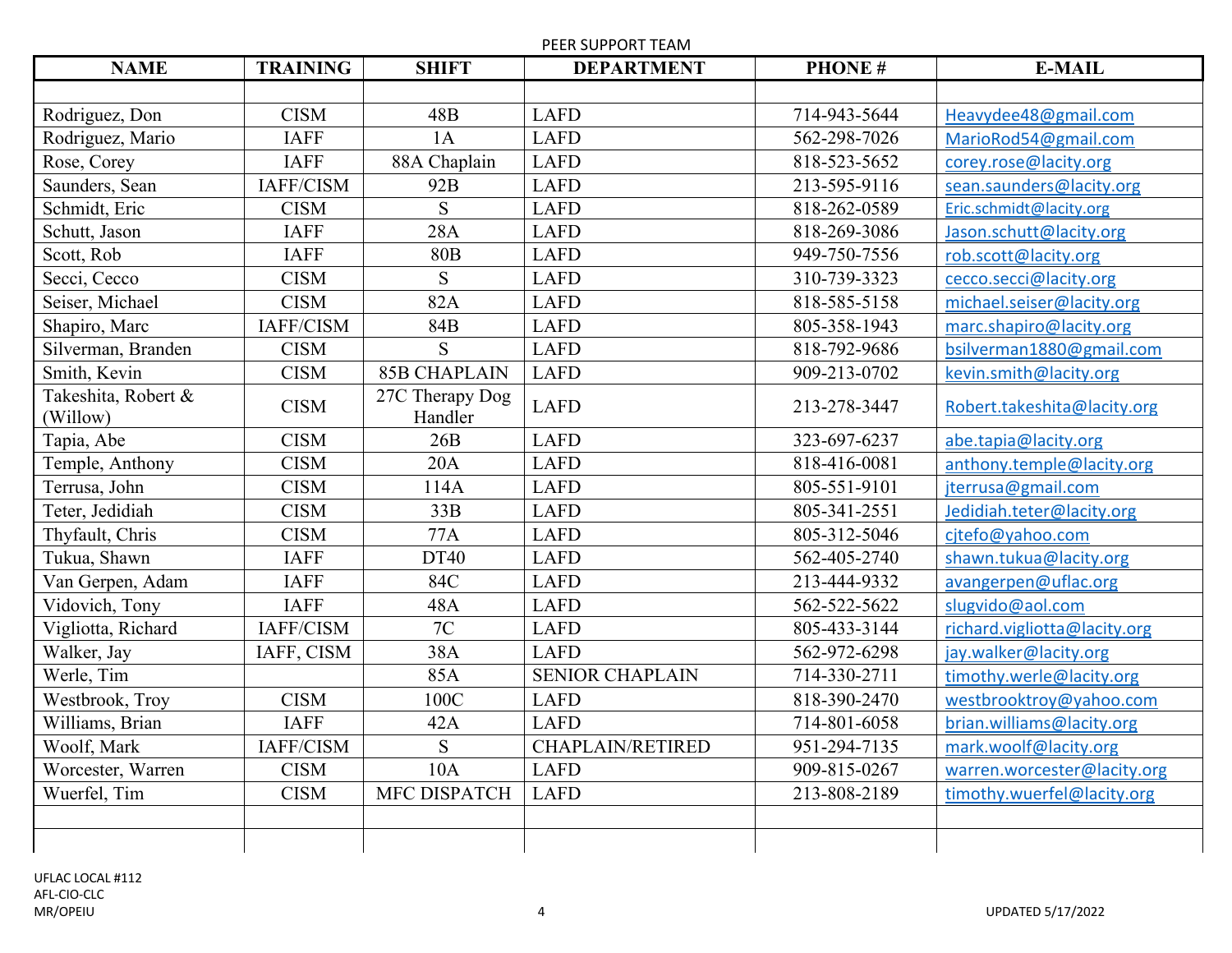PEER SUPPORT TEAM

| NAME | TRAINING | SHIFT | DEPARTMENT | PHONE # | E-MAIL |
|---|---|---|---|---|---|
| | | | | | |
| Rodriguez, Don | CISM | 48B | LAFD | 714-943-5644 | Heavydee48@gmail.com |
| Rodriguez, Mario | IAFF | 1A | LAFD | 562-298-7026 | MarioRod54@gmail.com |
| Rose, Corey | IAFF | 88A Chaplain | LAFD | 818-523-5652 | corey.rose@lacity.org |
| Saunders, Sean | IAFF/CISM | 92B | LAFD | 213-595-9116 | sean.saunders@lacity.org |
| Schmidt, Eric | CISM | S | LAFD | 818-262-0589 | Eric.schmidt@lacity.org |
| Schutt, Jason | IAFF | 28A | LAFD | 818-269-3086 | Jason.schutt@lacity.org |
| Scott, Rob | IAFF | 80B | LAFD | 949-750-7556 | rob.scott@lacity.org |
| Secci, Cecco | CISM | S | LAFD | 310-739-3323 | cecco.secci@lacity.org |
| Seiser, Michael | CISM | 82A | LAFD | 818-585-5158 | michael.seiser@lacity.org |
| Shapiro, Marc | IAFF/CISM | 84B | LAFD | 805-358-1943 | marc.shapiro@lacity.org |
| Silverman, Branden | CISM | S | LAFD | 818-792-9686 | bsilverman1880@gmail.com |
| Smith, Kevin | CISM | 85B CHAPLAIN | LAFD | 909-213-0702 | kevin.smith@lacity.org |
| Takeshita, Robert & (Willow) | CISM | 27C Therapy Dog Handler | LAFD | 213-278-3447 | Robert.takeshita@lacity.org |
| Tapia, Abe | CISM | 26B | LAFD | 323-697-6237 | abe.tapia@lacity.org |
| Temple, Anthony | CISM | 20A | LAFD | 818-416-0081 | anthony.temple@lacity.org |
| Terrusa, John | CISM | 114A | LAFD | 805-551-9101 | jterrusa@gmail.com |
| Teter, Jedidiah | CISM | 33B | LAFD | 805-341-2551 | Jedidiah.teter@lacity.org |
| Thyfault, Chris | CISM | 77A | LAFD | 805-312-5046 | cjtefo@yahoo.com |
| Tukua, Shawn | IAFF | DT40 | LAFD | 562-405-2740 | shawn.tukua@lacity.org |
| Van Gerpen, Adam | IAFF | 84C | LAFD | 213-444-9332 | avangerpen@uflac.org |
| Vidovich, Tony | IAFF | 48A | LAFD | 562-522-5622 | slugvido@aol.com |
| Vigliotta, Richard | IAFF/CISM | 7C | LAFD | 805-433-3144 | richard.vigliotta@lacity.org |
| Walker, Jay | IAFF, CISM | 38A | LAFD | 562-972-6298 | jay.walker@lacity.org |
| Werle, Tim | | 85A | SENIOR CHAPLAIN | 714-330-2711 | timothy.werle@lacity.org |
| Westbrook, Troy | CISM | 100C | LAFD | 818-390-2470 | westbrooktroy@yahoo.com |
| Williams, Brian | IAFF | 42A | LAFD | 714-801-6058 | brian.williams@lacity.org |
| Woolf, Mark | IAFF/CISM | S | CHAPLAIN/RETIRED | 951-294-7135 | mark.woolf@lacity.org |
| Worcester, Warren | CISM | 10A | LAFD | 909-815-0267 | warren.worcester@lacity.org |
| Wuerfel, Tim | CISM | MFC DISPATCH | LAFD | 213-808-2189 | timothy.wuerfel@lacity.org |
| | | | | | |
| | | | | | |

UFLAC LOCAL #112
AFL-CIO-CLC
MR/OPEIU

UPDATED 5/17/2022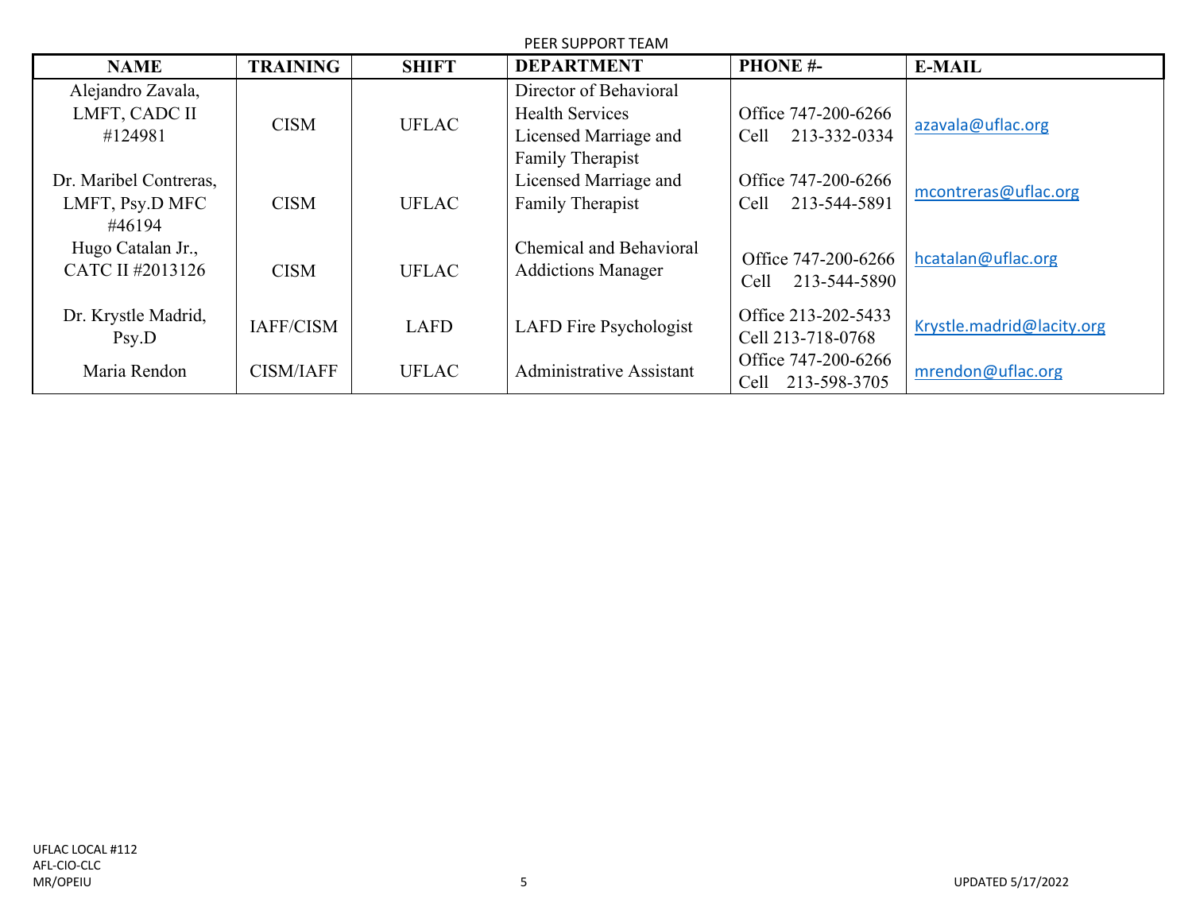PEER SUPPORT TEAM

| NAME | TRAINING | SHIFT | DEPARTMENT | PHONE #- | E-MAIL |
|---|---|---|---|---|---|
| Alejandro Zavala, LMFT, CADC II #124981 | CISM | UFLAC | Director of Behavioral Health Services Licensed Marriage and Family Therapist | Office 747-200-6266 Cell 213-332-0334 | azavala@uflac.org |
| Dr. Maribel Contreras, LMFT, Psy.D MFC #46194 | CISM | UFLAC | Licensed Marriage and Family Therapist | Office 747-200-6266 Cell 213-544-5891 | mcontreras@uflac.org |
| Hugo Catalan Jr., CATC II #2013126 | CISM | UFLAC | Chemical and Behavioral Addictions Manager | Office 747-200-6266 Cell 213-544-5890 | hcatalan@uflac.org |
| Dr. Krystle Madrid, Psy.D | IAFF/CISM | LAFD | LAFD Fire Psychologist | Office 213-202-5433 Cell 213-718-0768 | Krystle.madrid@lacity.org |
| Maria Rendon | CISM/IAFF | UFLAC | Administrative Assistant | Office 747-200-6266 Cell 213-598-3705 | mrendon@uflac.org |

UFLAC LOCAL #112
AFL-CIO-CLC
MR/OPEIU

UPDATED 5/17/2022